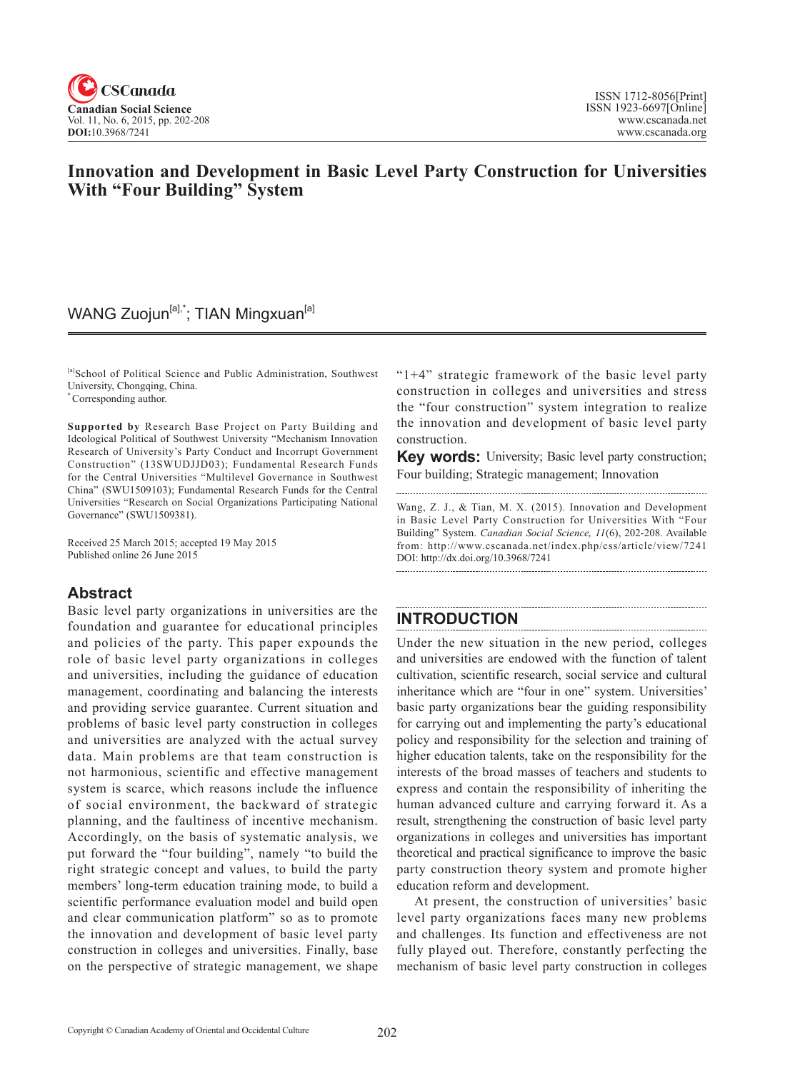# Innovation and Development in Basic Level Party Construction for Universities With "Four Building" System

WANG Zuojun[a],*; TIAN Mingxuan[a]

[a]School of Political Science and Public Administration, Southwest University, Chongqing, China.
*Corresponding author.

**Supported by** Research Base Project on Party Building and Ideological Political of Southwest University "Mechanism Innovation Research of University's Party Conduct and Incorrupt Government Construction" (13SWUDJJD03); Fundamental Research Funds for the Central Universities "Multilevel Governance in Southwest China" (SWU1509103); Fundamental Research Funds for the Central Universities "Research on Social Organizations Participating National Governance" (SWU1509381).

Received 25 March 2015; accepted 19 May 2015
Published online 26 June 2015

## Abstract

Basic level party organizations in universities are the foundation and guarantee for educational principles and policies of the party. This paper expounds the role of basic level party organizations in colleges and universities, including the guidance of education management, coordinating and balancing the interests and providing service guarantee. Current situation and problems of basic level party construction in colleges and universities are analyzed with the actual survey data. Main problems are that team construction is not harmonious, scientific and effective management system is scarce, which reasons include the influence of social environment, the backward of strategic planning, and the faultiness of incentive mechanism. Accordingly, on the basis of systematic analysis, we put forward the "four building", namely "to build the right strategic concept and values, to build the party members' long-term education training mode, to build a scientific performance evaluation model and build open and clear communication platform" so as to promote the innovation and development of basic level party construction in colleges and universities. Finally, base on the perspective of strategic management, we shape "1+4" strategic framework of the basic level party construction in colleges and universities and stress the "four construction" system integration to realize the innovation and development of basic level party construction.

**Key words:** University; Basic level party construction; Four building; Strategic management; Innovation

Wang, Z. J., & Tian, M. X. (2015). Innovation and Development in Basic Level Party Construction for Universities With "Four Building" System. *Canadian Social Science, 11*(6), 202-208. Available from: http://www.cscanada.net/index.php/css/article/view/7241 DOI: http://dx.doi.org/10.3968/7241

## INTRODUCTION

Under the new situation in the new period, colleges and universities are endowed with the function of talent cultivation, scientific research, social service and cultural inheritance which are "four in one" system. Universities' basic party organizations bear the guiding responsibility for carrying out and implementing the party's educational policy and responsibility for the selection and training of higher education talents, take on the responsibility for the interests of the broad masses of teachers and students to express and contain the responsibility of inheriting the human advanced culture and carrying forward it. As a result, strengthening the construction of basic level party organizations in colleges and universities has important theoretical and practical significance to improve the basic party construction theory system and promote higher education reform and development.

At present, the construction of universities' basic level party organizations faces many new problems and challenges. Its function and effectiveness are not fully played out. Therefore, constantly perfecting the mechanism of basic level party construction in colleges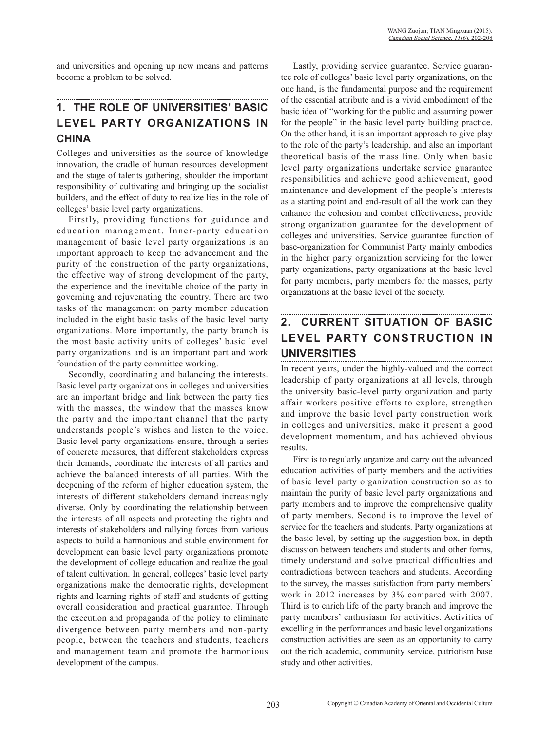and universities and opening up new means and patterns become a problem to be solved.

## 1. THE ROLE OF UNIVERSITIES' BASIC LEVEL PARTY ORGANIZATIONS IN CHINA

Colleges and universities as the source of knowledge innovation, the cradle of human resources development and the stage of talents gathering, shoulder the important responsibility of cultivating and bringing up the socialist builders, and the effect of duty to realize lies in the role of colleges' basic level party organizations.

Firstly, providing functions for guidance and education management. Inner-party education management of basic level party organizations is an important approach to keep the advancement and the purity of the construction of the party organizations, the effective way of strong development of the party, the experience and the inevitable choice of the party in governing and rejuvenating the country. There are two tasks of the management on party member education included in the eight basic tasks of the basic level party organizations. More importantly, the party branch is the most basic activity units of colleges' basic level party organizations and is an important part and work foundation of the party committee working.

Secondly, coordinating and balancing the interests. Basic level party organizations in colleges and universities are an important bridge and link between the party ties with the masses, the window that the masses know the party and the important channel that the party understands people's wishes and listen to the voice. Basic level party organizations ensure, through a series of concrete measures, that different stakeholders express their demands, coordinate the interests of all parties and achieve the balanced interests of all parties. With the deepening of the reform of higher education system, the interests of different stakeholders demand increasingly diverse. Only by coordinating the relationship between the interests of all aspects and protecting the rights and interests of stakeholders and rallying forces from various aspects to build a harmonious and stable environment for development can basic level party organizations promote the development of college education and realize the goal of talent cultivation. In general, colleges' basic level party organizations make the democratic rights, development rights and learning rights of staff and students of getting overall consideration and practical guarantee. Through the execution and propaganda of the policy to eliminate divergence between party members and non-party people, between the teachers and students, teachers and management team and promote the harmonious development of the campus.

Lastly, providing service guarantee. Service guarantee role of colleges' basic level party organizations, on the one hand, is the fundamental purpose and the requirement of the essential attribute and is a vivid embodiment of the basic idea of "working for the public and assuming power for the people" in the basic level party building practice. On the other hand, it is an important approach to give play to the role of the party's leadership, and also an important theoretical basis of the mass line. Only when basic level party organizations undertake service guarantee responsibilities and achieve good achievement, good maintenance and development of the people's interests as a starting point and end-result of all the work can they enhance the cohesion and combat effectiveness, provide strong organization guarantee for the development of colleges and universities. Service guarantee function of base-organization for Communist Party mainly embodies in the higher party organization servicing for the lower party organizations, party organizations at the basic level for party members, party members for the masses, party organizations at the basic level of the society.

## 2. CURRENT SITUATION OF BASIC LEVEL PARTY CONSTRUCTION IN UNIVERSITIES

In recent years, under the highly-valued and the correct leadership of party organizations at all levels, through the university basic-level party organization and party affair workers positive efforts to explore, strengthen and improve the basic level party construction work in colleges and universities, make it present a good development momentum, and has achieved obvious results.

First is to regularly organize and carry out the advanced education activities of party members and the activities of basic level party organization construction so as to maintain the purity of basic level party organizations and party members and to improve the comprehensive quality of party members. Second is to improve the level of service for the teachers and students. Party organizations at the basic level, by setting up the suggestion box, in-depth discussion between teachers and students and other forms, timely understand and solve practical difficulties and contradictions between teachers and students. According to the survey, the masses satisfaction from party members' work in 2012 increases by 3% compared with 2007. Third is to enrich life of the party branch and improve the party members' enthusiasm for activities. Activities of excelling in the performances and basic level organizations construction activities are seen as an opportunity to carry out the rich academic, community service, patriotism base study and other activities.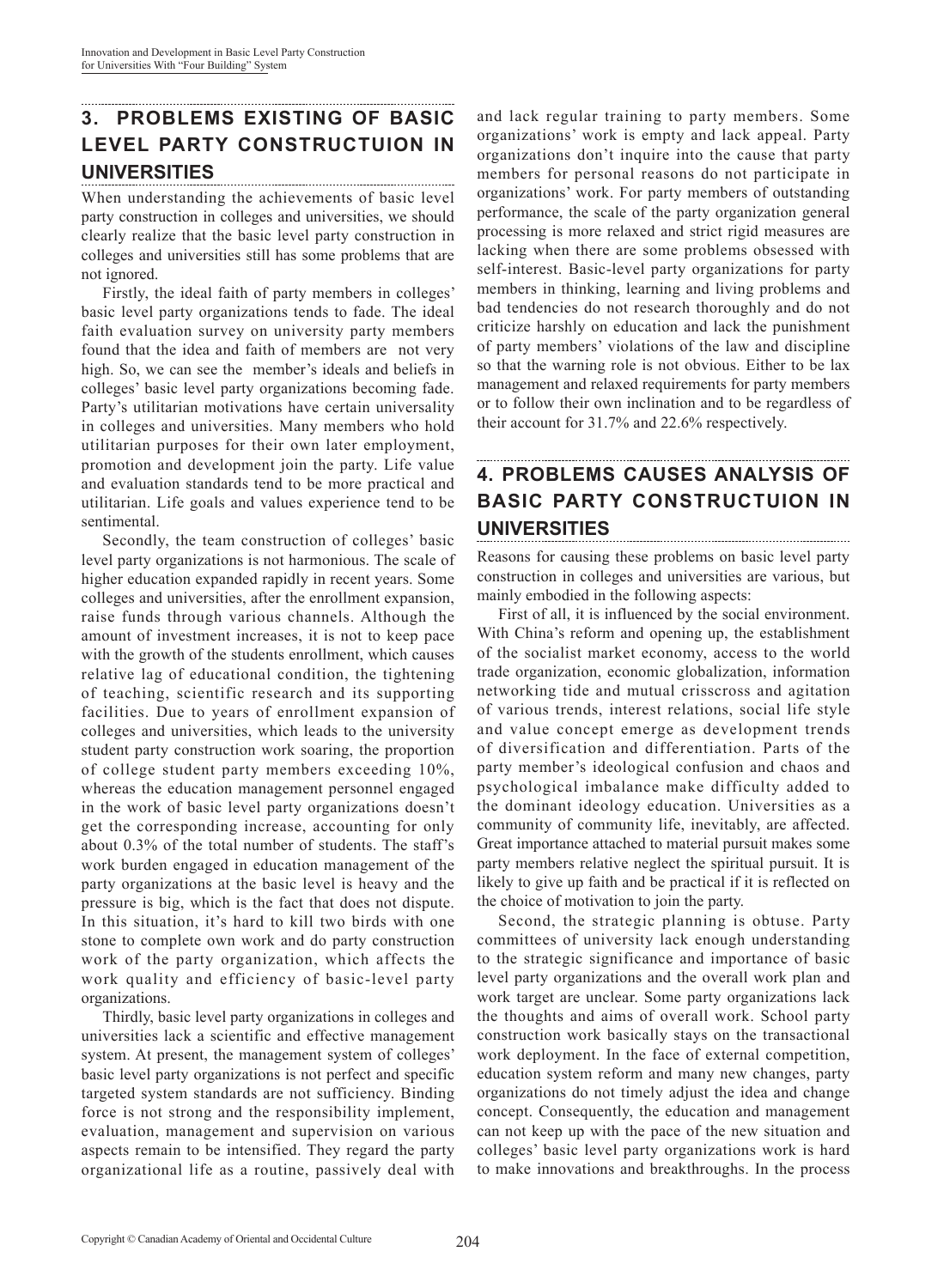## 3. PROBLEMS EXISTING OF BASIC LEVEL PARTY CONSTRUCTUION IN UNIVERSITIES

When understanding the achievements of basic level party construction in colleges and universities, we should clearly realize that the basic level party construction in colleges and universities still has some problems that are not ignored.

Firstly, the ideal faith of party members in colleges' basic level party organizations tends to fade. The ideal faith evaluation survey on university party members found that the idea and faith of members are not very high. So, we can see the member's ideals and beliefs in colleges' basic level party organizations becoming fade. Party's utilitarian motivations have certain universality in colleges and universities. Many members who hold utilitarian purposes for their own later employment, promotion and development join the party. Life value and evaluation standards tend to be more practical and utilitarian. Life goals and values experience tend to be sentimental.

Secondly, the team construction of colleges' basic level party organizations is not harmonious. The scale of higher education expanded rapidly in recent years. Some colleges and universities, after the enrollment expansion, raise funds through various channels. Although the amount of investment increases, it is not to keep pace with the growth of the students enrollment, which causes relative lag of educational condition, the tightening of teaching, scientific research and its supporting facilities. Due to years of enrollment expansion of colleges and universities, which leads to the university student party construction work soaring, the proportion of college student party members exceeding 10%, whereas the education management personnel engaged in the work of basic level party organizations doesn't get the corresponding increase, accounting for only about 0.3% of the total number of students. The staff's work burden engaged in education management of the party organizations at the basic level is heavy and the pressure is big, which is the fact that does not dispute. In this situation, it's hard to kill two birds with one stone to complete own work and do party construction work of the party organization, which affects the work quality and efficiency of basic-level party organizations.

Thirdly, basic level party organizations in colleges and universities lack a scientific and effective management system. At present, the management system of colleges' basic level party organizations is not perfect and specific targeted system standards are not sufficiency. Binding force is not strong and the responsibility implement, evaluation, management and supervision on various aspects remain to be intensified. They regard the party organizational life as a routine, passively deal with and lack regular training to party members. Some organizations' work is empty and lack appeal. Party organizations don't inquire into the cause that party members for personal reasons do not participate in organizations' work. For party members of outstanding performance, the scale of the party organization general processing is more relaxed and strict rigid measures are lacking when there are some problems obsessed with self-interest. Basic-level party organizations for party members in thinking, learning and living problems and bad tendencies do not research thoroughly and do not criticize harshly on education and lack the punishment of party members' violations of the law and discipline so that the warning role is not obvious. Either to be lax management and relaxed requirements for party members or to follow their own inclination and to be regardless of their account for 31.7% and 22.6% respectively.

## 4. PROBLEMS CAUSES ANALYSIS OF BASIC PARTY CONSTRUCTUION IN UNIVERSITIES

Reasons for causing these problems on basic level party construction in colleges and universities are various, but mainly embodied in the following aspects:

First of all, it is influenced by the social environment. With China's reform and opening up, the establishment of the socialist market economy, access to the world trade organization, economic globalization, information networking tide and mutual crisscross and agitation of various trends, interest relations, social life style and value concept emerge as development trends of diversification and differentiation. Parts of the party member's ideological confusion and chaos and psychological imbalance make difficulty added to the dominant ideology education. Universities as a community of community life, inevitably, are affected. Great importance attached to material pursuit makes some party members relative neglect the spiritual pursuit. It is likely to give up faith and be practical if it is reflected on the choice of motivation to join the party.

Second, the strategic planning is obtuse. Party committees of university lack enough understanding to the strategic significance and importance of basic level party organizations and the overall work plan and work target are unclear. Some party organizations lack the thoughts and aims of overall work. School party construction work basically stays on the transactional work deployment. In the face of external competition, education system reform and many new changes, party organizations do not timely adjust the idea and change concept. Consequently, the education and management can not keep up with the pace of the new situation and colleges' basic level party organizations work is hard to make innovations and breakthroughs. In the process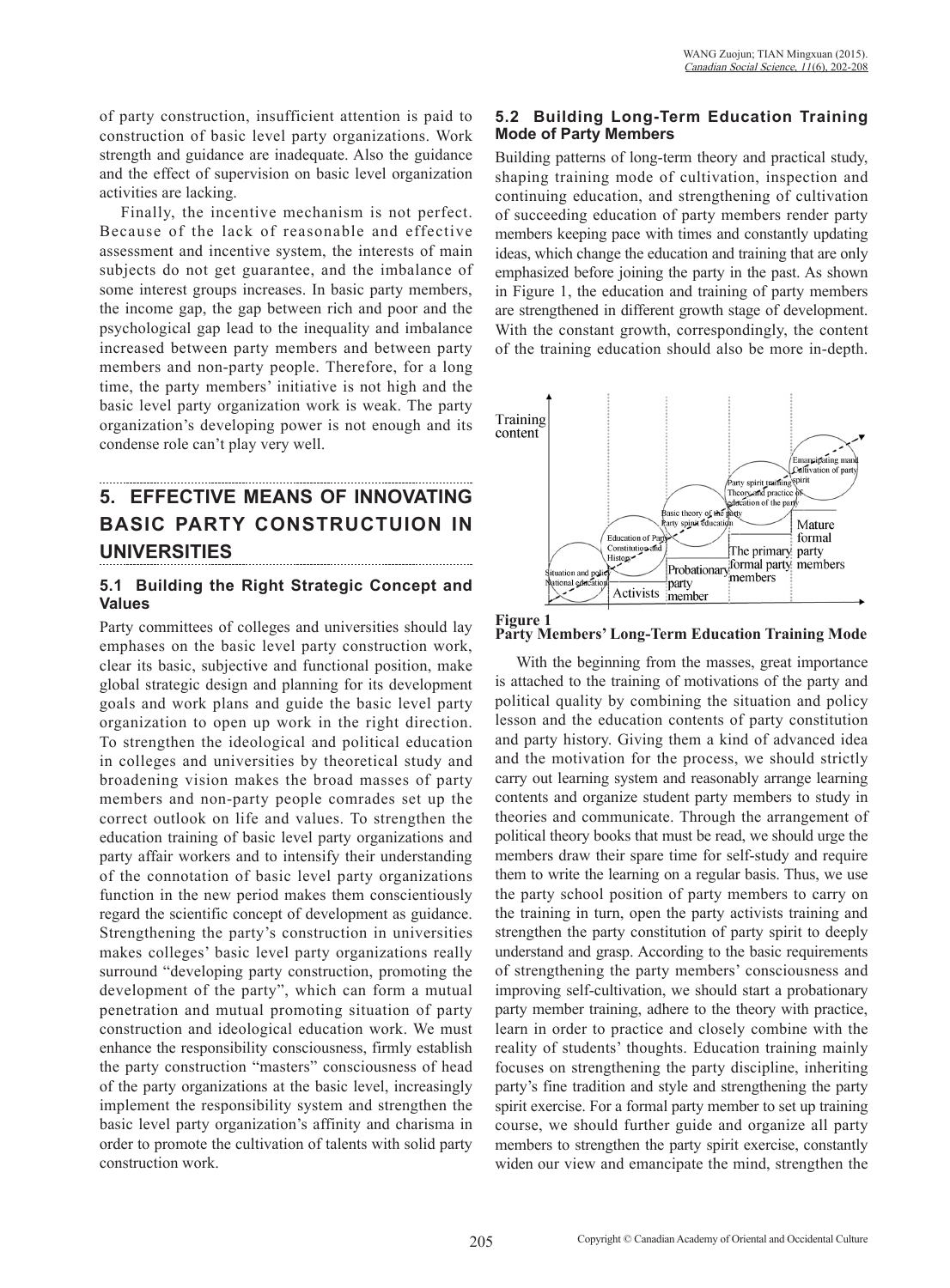of party construction, insufficient attention is paid to construction of basic level party organizations. Work strength and guidance are inadequate. Also the guidance and the effect of supervision on basic level organization activities are lacking.

Finally, the incentive mechanism is not perfect. Because of the lack of reasonable and effective assessment and incentive system, the interests of main subjects do not get guarantee, and the imbalance of some interest groups increases. In basic party members, the income gap, the gap between rich and poor and the psychological gap lead to the inequality and imbalance increased between party members and between party members and non-party people. Therefore, for a long time, the party members' initiative is not high and the basic level party organization work is weak. The party organization's developing power is not enough and its condense role can't play very well.

## 5. EFFECTIVE MEANS OF INNOVATING BASIC PARTY CONSTRUCTUION IN UNIVERSITIES

### 5.1 Building the Right Strategic Concept and Values

Party committees of colleges and universities should lay emphases on the basic level party construction work, clear its basic, subjective and functional position, make global strategic design and planning for its development goals and work plans and guide the basic level party organization to open up work in the right direction. To strengthen the ideological and political education in colleges and universities by theoretical study and broadening vision makes the broad masses of party members and non-party people comrades set up the correct outlook on life and values. To strengthen the education training of basic level party organizations and party affair workers and to intensify their understanding of the connotation of basic level party organizations function in the new period makes them conscientiously regard the scientific concept of development as guidance. Strengthening the party's construction in universities makes colleges' basic level party organizations really surround "developing party construction, promoting the development of the party", which can form a mutual penetration and mutual promoting situation of party construction and ideological education work. We must enhance the responsibility consciousness, firmly establish the party construction "masters" consciousness of head of the party organizations at the basic level, increasingly implement the responsibility system and strengthen the basic level party organization's affinity and charisma in order to promote the cultivation of talents with solid party construction work.

### 5.2 Building Long-Term Education Training Mode of Party Members

Building patterns of long-term theory and practical study, shaping training mode of cultivation, inspection and continuing education, and strengthening of cultivation of succeeding education of party members render party members keeping pace with times and constantly updating ideas, which change the education and training that are only emphasized before joining the party in the past. As shown in Figure 1, the education and training of party members are strengthened in different growth stage of development. With the constant growth, correspondingly, the content of the training education should also be more in-depth.

Training content

Situation and policy National education | Activists

Education of Party Constitution and History | Probationary party member

Basic theory of the party Party spirit education | The primary formal party members

Party spirit training Theory and practice of education of the party | Mature formal party members

Emancipating mind Cultivation of party spirit

**Figure 1**
**Party Members' Long-Term Education Training Mode**

With the beginning from the masses, great importance is attached to the training of motivations of the party and political quality by combining the situation and policy lesson and the education contents of party constitution and party history. Giving them a kind of advanced idea and the motivation for the process, we should strictly carry out learning system and reasonably arrange learning contents and organize student party members to study in theories and communicate. Through the arrangement of political theory books that must be read, we should urge the members draw their spare time for self-study and require them to write the learning on a regular basis. Thus, we use the party school position of party members to carry on the training in turn, open the party activists training and strengthen the party constitution of party spirit to deeply understand and grasp. According to the basic requirements of strengthening the party members' consciousness and improving self-cultivation, we should start a probationary party member training, adhere to the theory with practice, learn in order to practice and closely combine with the reality of students' thoughts. Education training mainly focuses on strengthening the party discipline, inheriting party's fine tradition and style and strengthening the party spirit exercise. For a formal party member to set up training course, we should further guide and organize all party members to strengthen the party spirit exercise, constantly widen our view and emancipate the mind, strengthen the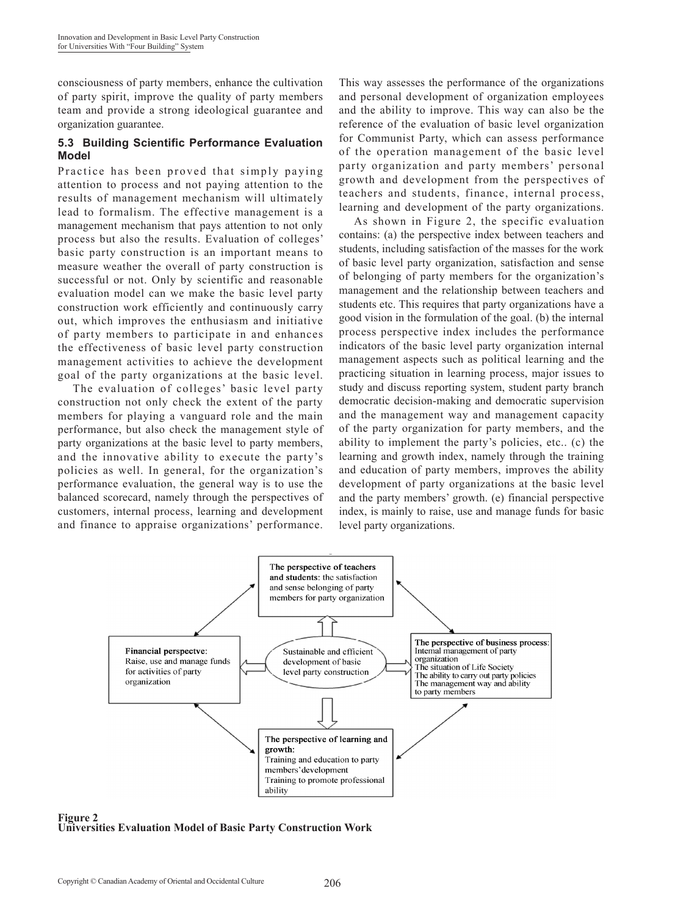consciousness of party members, enhance the cultivation of party spirit, improve the quality of party members team and provide a strong ideological guarantee and organization guarantee.

### 5.3 Building Scientific Performance Evaluation Model

Practice has been proved that simply paying attention to process and not paying attention to the results of management mechanism will ultimately lead to formalism. The effective management is a management mechanism that pays attention to not only process but also the results. Evaluation of colleges' basic party construction is an important means to measure weather the overall of party construction is successful or not. Only by scientific and reasonable evaluation model can we make the basic level party construction work efficiently and continuously carry out, which improves the enthusiasm and initiative of party members to participate in and enhances the effectiveness of basic level party construction management activities to achieve the development goal of the party organizations at the basic level.

The evaluation of colleges' basic level party construction not only check the extent of the party members for playing a vanguard role and the main performance, but also check the management style of party organizations at the basic level to party members, and the innovative ability to execute the party's policies as well. In general, for the organization's performance evaluation, the general way is to use the balanced scorecard, namely through the perspectives of customers, internal process, learning and development and finance to appraise organizations' performance. This way assesses the performance of the organizations and personal development of organization employees and the ability to improve. This way can also be the reference of the evaluation of basic level organization for Communist Party, which can assess performance of the operation management of the basic level party organization and party members' personal growth and development from the perspectives of teachers and students, finance, internal process, learning and development of the party organizations.

As shown in Figure 2, the specific evaluation contains: (a) the perspective index between teachers and students, including satisfaction of the masses for the work of basic level party organization, satisfaction and sense of belonging of party members for the organization's management and the relationship between teachers and students etc. This requires that party organizations have a good vision in the formulation of the goal. (b) the internal process perspective index includes the performance indicators of the basic level party organization internal management aspects such as political learning and the practicing situation in learning process, major issues to study and discuss reporting system, student party branch democratic decision-making and democratic supervision and the management way and management capacity of the party organization for party members, and the ability to implement the party's policies, etc.. (c) the learning and growth index, namely through the training and education of party members, improves the ability development of party organizations at the basic level and the party members' growth. (e) financial perspective index, is mainly to raise, use and manage funds for basic level party organizations.

**The perspective of teachers and students:** the satisfaction and sense belonging of party members for party organization

**Financial perspectve:** Raise, use and manage funds for activities of party organization

Sustainable and efficient development of basic level party construction

**The perspective of business process:** Internal management of party organization; The situation of Life Society; The ability to carry out party policies; The management way and ability to party members

**The perspective of learning and growth:** Training and education to party members' development; Training to promote professional ability

**Figure 2**
**Universities Evaluation Model of Basic Party Construction Work**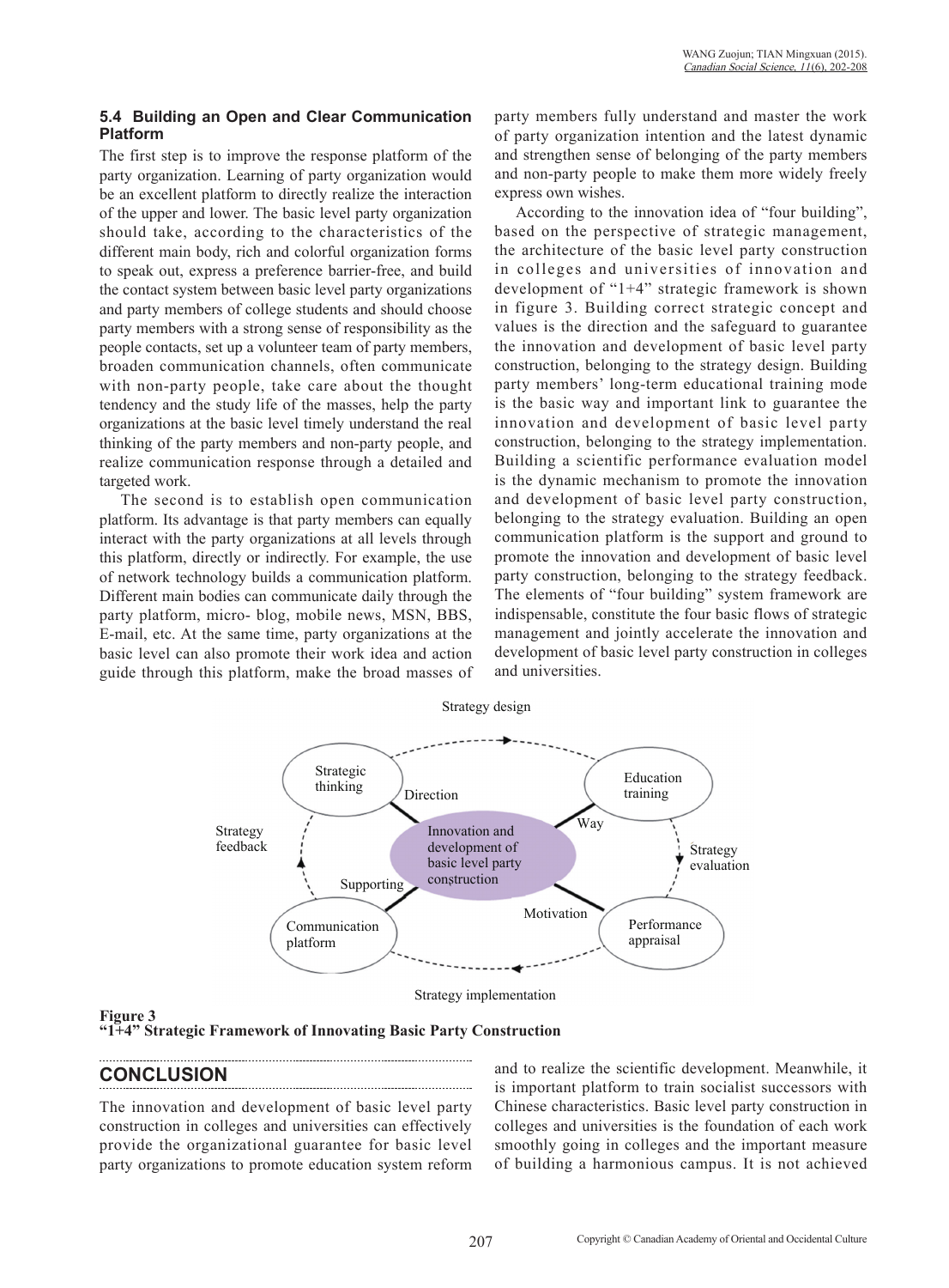### 5.4 Building an Open and Clear Communication Platform

The first step is to improve the response platform of the party organization. Learning of party organization would be an excellent platform to directly realize the interaction of the upper and lower. The basic level party organization should take, according to the characteristics of the different main body, rich and colorful organization forms to speak out, express a preference barrier-free, and build the contact system between basic level party organizations and party members of college students and should choose party members with a strong sense of responsibility as the people contacts, set up a volunteer team of party members, broaden communication channels, often communicate with non-party people, take care about the thought tendency and the study life of the masses, help the party organizations at the basic level timely understand the real thinking of the party members and non-party people, and realize communication response through a detailed and targeted work.

The second is to establish open communication platform. Its advantage is that party members can equally interact with the party organizations at all levels through this platform, directly or indirectly. For example, the use of network technology builds a communication platform. Different main bodies can communicate daily through the party platform, micro- blog, mobile news, MSN, BBS, E-mail, etc. At the same time, party organizations at the basic level can also promote their work idea and action guide through this platform, make the broad masses of party members fully understand and master the work of party organization intention and the latest dynamic and strengthen sense of belonging of the party members and non-party people to make them more widely freely express own wishes.

According to the innovation idea of "four building", based on the perspective of strategic management, the architecture of the basic level party construction in colleges and universities of innovation and development of "1+4" strategic framework is shown in figure 3. Building correct strategic concept and values is the direction and the safeguard to guarantee the innovation and development of basic level party construction, belonging to the strategy design. Building party members' long-term educational training mode is the basic way and important link to guarantee the innovation and development of basic level party construction, belonging to the strategy implementation. Building a scientific performance evaluation model is the dynamic mechanism to promote the innovation and development of basic level party construction, belonging to the strategy evaluation. Building an open communication platform is the support and ground to promote the innovation and development of basic level party construction, belonging to the strategy feedback. The elements of "four building" system framework are indispensable, constitute the four basic flows of strategic management and jointly accelerate the innovation and development of basic level party construction in colleges and universities.

Strategy design

Strategic thinking — Direction — Innovation and development of basic level party construction — Way — Education training

Strategy feedback — Strategy evaluation

Communication platform — Supporting — Motivation — Performance appraisal

Strategy implementation

**Figure 3**
**"1+4" Strategic Framework of Innovating Basic Party Construction**

## CONCLUSION

The innovation and development of basic level party construction in colleges and universities can effectively provide the organizational guarantee for basic level party organizations to promote education system reform and to realize the scientific development. Meanwhile, it is important platform to train socialist successors with Chinese characteristics. Basic level party construction in colleges and universities is the foundation of each work smoothly going in colleges and the important measure of building a harmonious campus. It is not achieved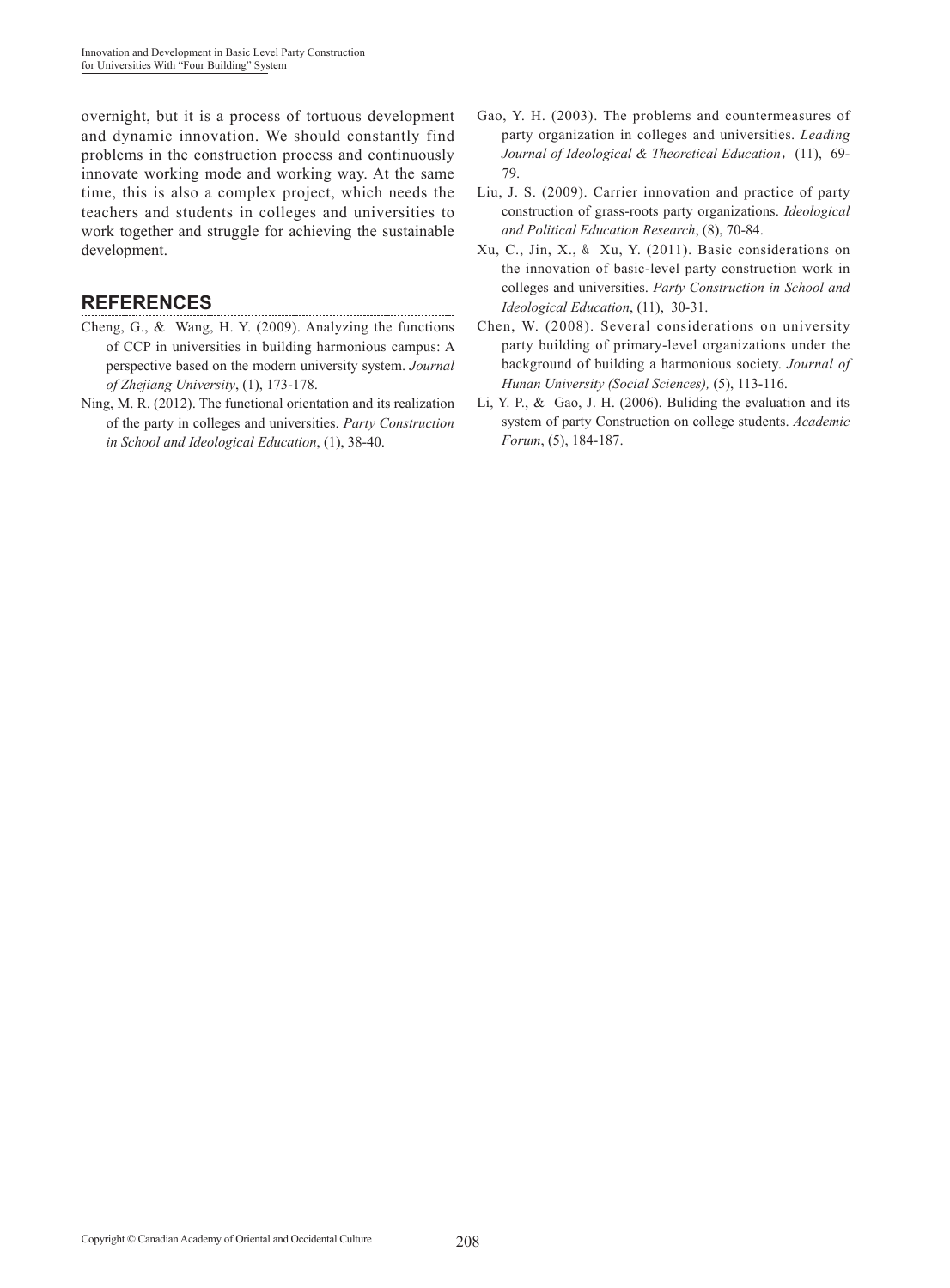overnight, but it is a process of tortuous development and dynamic innovation. We should constantly find problems in the construction process and continuously innovate working mode and working way. At the same time, this is also a complex project, which needs the teachers and students in colleges and universities to work together and struggle for achieving the sustainable development.

## REFERENCES

Cheng, G., & Wang, H. Y. (2009). Analyzing the functions of CCP in universities in building harmonious campus: A perspective based on the modern university system. *Journal of Zhejiang University*, (1), 173-178.

Ning, M. R. (2012). The functional orientation and its realization of the party in colleges and universities. *Party Construction in School and Ideological Education*, (1), 38-40.

Gao, Y. H. (2003). The problems and countermeasures of party organization in colleges and universities. *Leading Journal of Ideological & Theoretical Education*，(11), 69-79.

Liu, J. S. (2009). Carrier innovation and practice of party construction of grass-roots party organizations. *Ideological and Political Education Research*, (8), 70-84.

Xu, C., Jin, X., & Xu, Y. (2011). Basic considerations on the innovation of basic-level party construction work in colleges and universities. *Party Construction in School and Ideological Education*, (11), 30-31.

Chen, W. (2008). Several considerations on university party building of primary-level organizations under the background of building a harmonious society. *Journal of Hunan University (Social Sciences),* (5), 113-116.

Li, Y. P., & Gao, J. H. (2006). Buliding the evaluation and its system of party Construction on college students. *Academic Forum*, (5), 184-187.